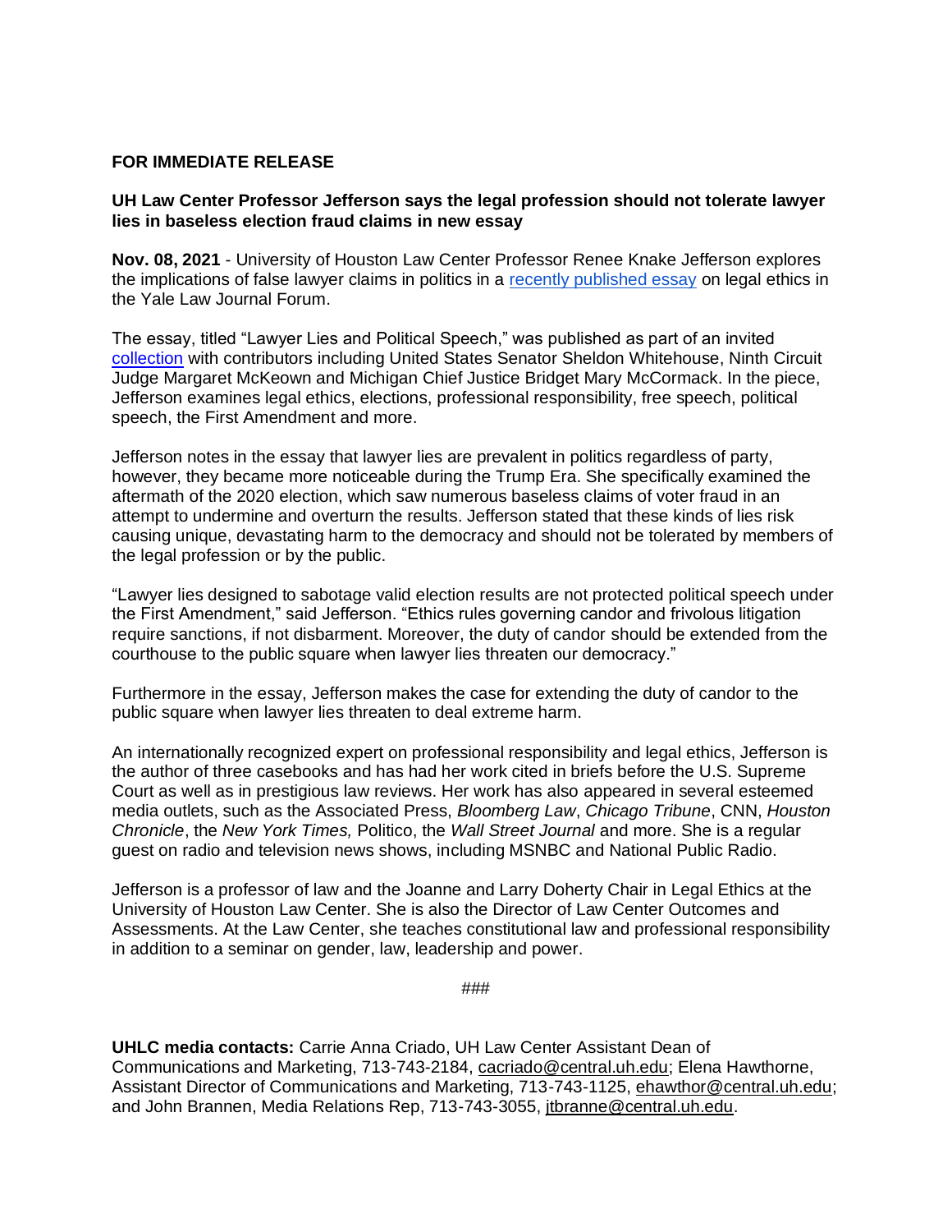**FOR IMMEDIATE RELEASE**

**UH Law Center Professor Jefferson says the legal profession should not tolerate lawyer lies in baseless election fraud claims in new essay**

**Nov. 08, 2021** - University of Houston Law Center Professor Renee Knake Jefferson explores the implications of false lawyer claims in politics in a recently published essay on legal ethics in the Yale Law Journal Forum.

The essay, titled "Lawyer Lies and Political Speech," was published as part of an invited collection with contributors including United States Senator Sheldon Whitehouse, Ninth Circuit Judge Margaret McKeown and Michigan Chief Justice Bridget Mary McCormack. In the piece, Jefferson examines legal ethics, elections, professional responsibility, free speech, political speech, the First Amendment and more.

Jefferson notes in the essay that lawyer lies are prevalent in politics regardless of party, however, they became more noticeable during the Trump Era. She specifically examined the aftermath of the 2020 election, which saw numerous baseless claims of voter fraud in an attempt to undermine and overturn the results. Jefferson stated that these kinds of lies risk causing unique, devastating harm to the democracy and should not be tolerated by members of the legal profession or by the public.

"Lawyer lies designed to sabotage valid election results are not protected political speech under the First Amendment," said Jefferson. "Ethics rules governing candor and frivolous litigation require sanctions, if not disbarment. Moreover, the duty of candor should be extended from the courthouse to the public square when lawyer lies threaten our democracy."

Furthermore in the essay, Jefferson makes the case for extending the duty of candor to the public square when lawyer lies threaten to deal extreme harm.

An internationally recognized expert on professional responsibility and legal ethics, Jefferson is the author of three casebooks and has had her work cited in briefs before the U.S. Supreme Court as well as in prestigious law reviews. Her work has also appeared in several esteemed media outlets, such as the Associated Press, *Bloomberg Law*, *Chicago Tribune*, CNN, *Houston Chronicle*, the *New York Times,* Politico, the *Wall Street Journal* and more. She is a regular guest on radio and television news shows, including MSNBC and National Public Radio.

Jefferson is a professor of law and the Joanne and Larry Doherty Chair in Legal Ethics at the University of Houston Law Center. She is also the Director of Law Center Outcomes and Assessments. At the Law Center, she teaches constitutional law and professional responsibility in addition to a seminar on gender, law, leadership and power.

###

**UHLC media contacts:** Carrie Anna Criado, UH Law Center Assistant Dean of Communications and Marketing, 713-743-2184, cacriado@central.uh.edu; Elena Hawthorne, Assistant Director of Communications and Marketing, 713-743-1125, ehawthor@central.uh.edu; and John Brannen, Media Relations Rep, 713-743-3055, jtbranne@central.uh.edu.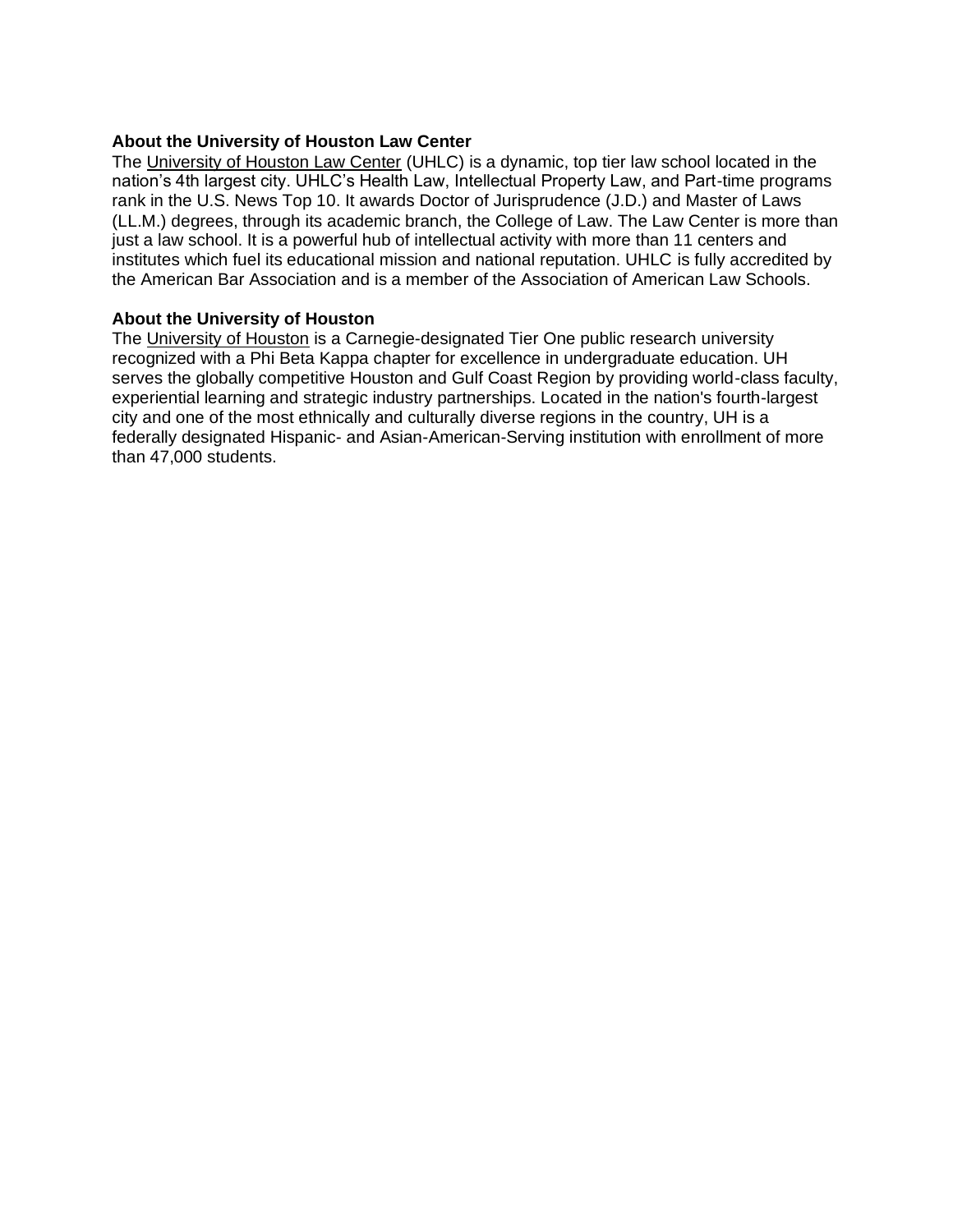**About the University of Houston Law Center**

The University of Houston Law Center (UHLC) is a dynamic, top tier law school located in the nation's 4th largest city. UHLC's Health Law, Intellectual Property Law, and Part-time programs rank in the U.S. News Top 10. It awards Doctor of Jurisprudence (J.D.) and Master of Laws (LL.M.) degrees, through its academic branch, the College of Law. The Law Center is more than just a law school. It is a powerful hub of intellectual activity with more than 11 centers and institutes which fuel its educational mission and national reputation. UHLC is fully accredited by the American Bar Association and is a member of the Association of American Law Schools.

**About the University of Houston**

The University of Houston is a Carnegie-designated Tier One public research university recognized with a Phi Beta Kappa chapter for excellence in undergraduate education. UH serves the globally competitive Houston and Gulf Coast Region by providing world-class faculty, experiential learning and strategic industry partnerships. Located in the nation's fourth-largest city and one of the most ethnically and culturally diverse regions in the country, UH is a federally designated Hispanic- and Asian-American-Serving institution with enrollment of more than 47,000 students.